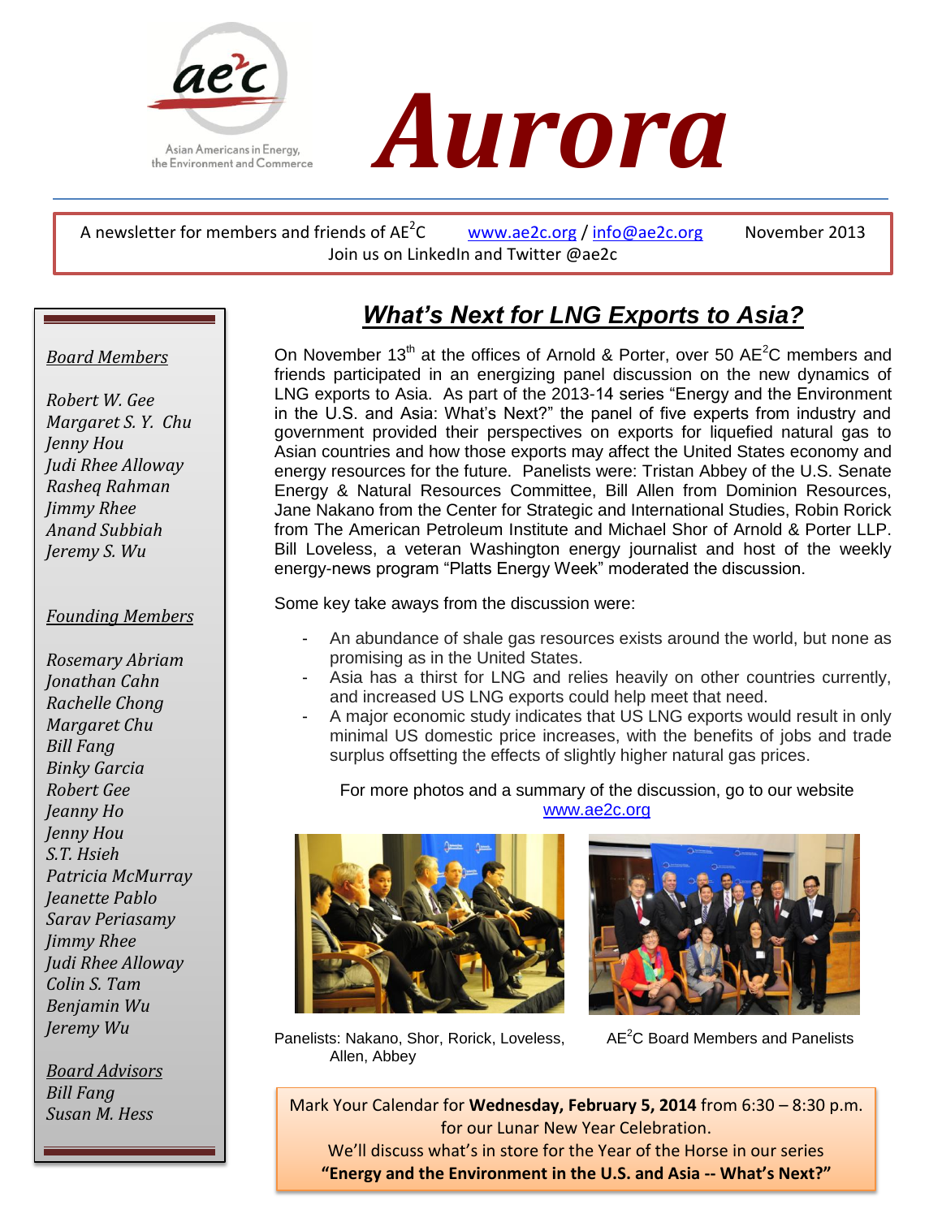# Aurora

ae²c — Asian Americans in Energy, the Environment and Commerce

A newsletter for members and friends of AE$^2$C www.ae2c.org / info@ae2c.org November 2013
Join us on LinkedIn and Twitter @ae2c

## What's Next for LNG Exports to Asia?

On November 13th at the offices of Arnold & Porter, over 50 AE$^2$C members and friends participated in an energizing panel discussion on the new dynamics of LNG exports to Asia. As part of the 2013-14 series "Energy and the Environment in the U.S. and Asia: What's Next?" the panel of five experts from industry and government provided their perspectives on exports for liquefied natural gas to Asian countries and how those exports may affect the United States economy and energy resources for the future. Panelists were: Tristan Abbey of the U.S. Senate Energy & Natural Resources Committee, Bill Allen from Dominion Resources, Jane Nakano from the Center for Strategic and International Studies, Robin Rorick from The American Petroleum Institute and Michael Shor of Arnold & Porter LLP. Bill Loveless, a veteran Washington energy journalist and host of the weekly energy-news program "Platts Energy Week" moderated the discussion.

Some key take aways from the discussion were:

- An abundance of shale gas resources exists around the world, but none as promising as in the United States.
- Asia has a thirst for LNG and relies heavily on other countries currently, and increased US LNG exports could help meet that need.
- A major economic study indicates that US LNG exports would result in only minimal US domestic price increases, with the benefits of jobs and trade surplus offsetting the effects of slightly higher natural gas prices.

For more photos and a summary of the discussion, go to our website www.ae2c.org

Panelists: Nakano, Shor, Rorick, Loveless, Allen, Abbey

AE$^2$C Board Members and Panelists

Mark Your Calendar for **Wednesday, February 5, 2014** from 6:30 – 8:30 p.m. for our Lunar New Year Celebration.
We'll discuss what's in store for the Year of the Horse in our series
**"Energy and the Environment in the U.S. and Asia -- What's Next?"**

*Board Members*

*Robert W. Gee*
*Margaret S. Y. Chu*
*Jenny Hou*
*Judi Rhee Alloway*
*Rasheq Rahman*
*Jimmy Rhee*
*Anand Subbiah*
*Jeremy S. Wu*

*Founding Members*

*Rosemary Abriam*
*Jonathan Cahn*
*Rachelle Chong*
*Margaret Chu*
*Bill Fang*
*Binky Garcia*
*Robert Gee*
*Jeanny Ho*
*Jenny Hou*
*S.T. Hsieh*
*Patricia McMurray*
*Jeanette Pablo*
*Sarav Periasamy*
*Jimmy Rhee*
*Judi Rhee Alloway*
*Colin S. Tam*
*Benjamin Wu*
*Jeremy Wu*

*Board Advisors*
*Bill Fang*
*Susan M. Hess*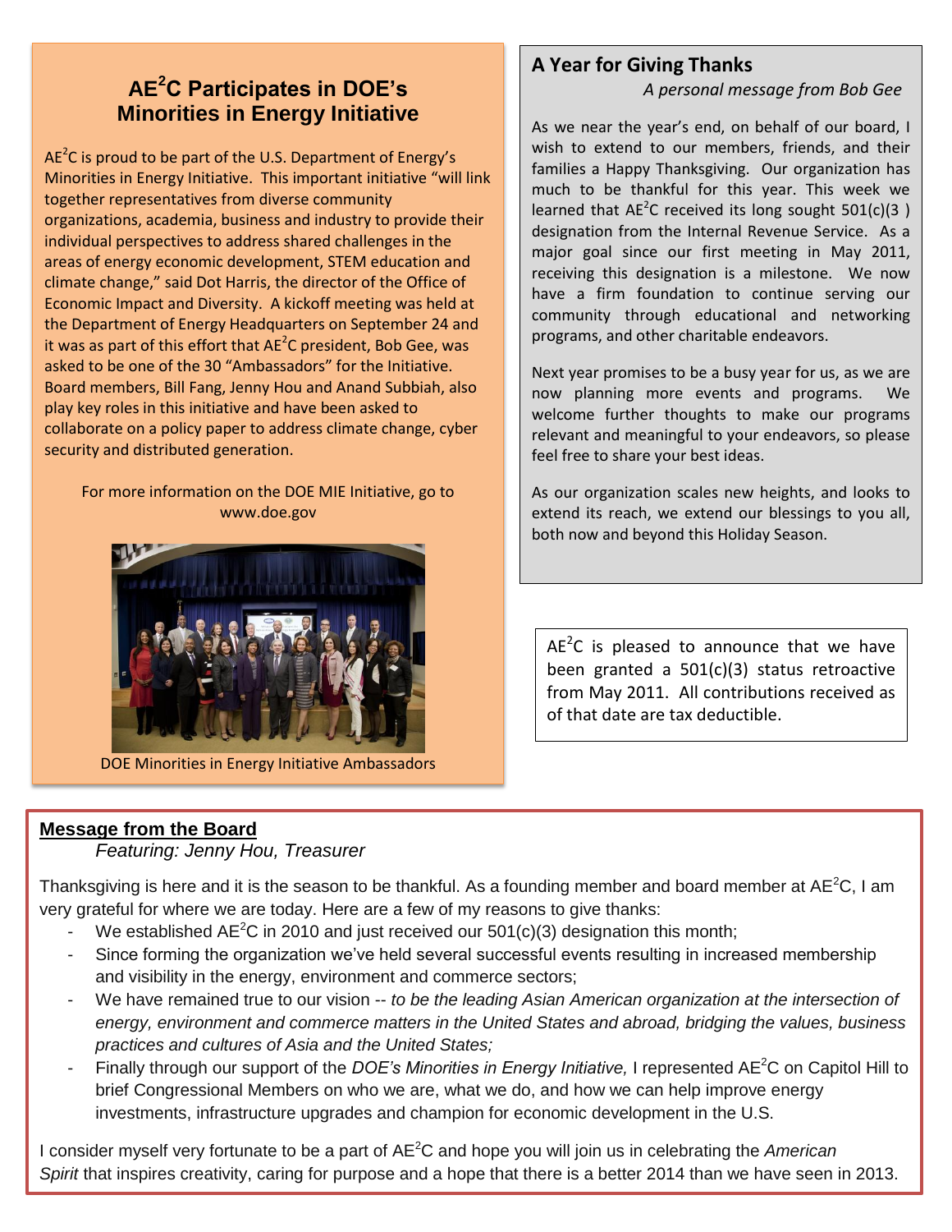## AE$^2$C Participates in DOE's Minorities in Energy Initiative

AE$^2$C is proud to be part of the U.S. Department of Energy's Minorities in Energy Initiative. This important initiative "will link together representatives from diverse community organizations, academia, business and industry to provide their individual perspectives to address shared challenges in the areas of energy economic development, STEM education and climate change," said Dot Harris, the director of the Office of Economic Impact and Diversity. A kickoff meeting was held at the Department of Energy Headquarters on September 24 and it was as part of this effort that AE$^2$C president, Bob Gee, was asked to be one of the 30 "Ambassadors" for the Initiative. Board members, Bill Fang, Jenny Hou and Anand Subbiah, also play key roles in this initiative and have been asked to collaborate on a policy paper to address climate change, cyber security and distributed generation.

For more information on the DOE MIE Initiative, go to www.doe.gov

DOE Minorities in Energy Initiative Ambassadors

## A Year for Giving Thanks

*A personal message from Bob Gee*

As we near the year's end, on behalf of our board, I wish to extend to our members, friends, and their families a Happy Thanksgiving. Our organization has much to be thankful for this year. This week we learned that AE$^2$C received its long sought 501(c)(3 ) designation from the Internal Revenue Service. As a major goal since our first meeting in May 2011, receiving this designation is a milestone. We now have a firm foundation to continue serving our community through educational and networking programs, and other charitable endeavors.

Next year promises to be a busy year for us, as we are now planning more events and programs. We welcome further thoughts to make our programs relevant and meaningful to your endeavors, so please feel free to share your best ideas.

As our organization scales new heights, and looks to extend its reach, we extend our blessings to you all, both now and beyond this Holiday Season.

AE$^2$C is pleased to announce that we have been granted a 501(c)(3) status retroactive from May 2011. All contributions received as of that date are tax deductible.

## Message from the Board

*Featuring: Jenny Hou, Treasurer*

Thanksgiving is here and it is the season to be thankful. As a founding member and board member at AE$^2$C, I am very grateful for where we are today. Here are a few of my reasons to give thanks:

- We established AE$^2$C in 2010 and just received our 501(c)(3) designation this month;
- Since forming the organization we've held several successful events resulting in increased membership and visibility in the energy, environment and commerce sectors;
- We have remained true to our vision -- *to be the leading Asian American organization at the intersection of energy, environment and commerce matters in the United States and abroad, bridging the values, business practices and cultures of Asia and the United States;*
- Finally through our support of the *DOE's Minorities in Energy Initiative,* I represented AE$^2$C on Capitol Hill to brief Congressional Members on who we are, what we do, and how we can help improve energy investments, infrastructure upgrades and champion for economic development in the U.S.

I consider myself very fortunate to be a part of AE$^2$C and hope you will join us in celebrating the *American Spirit* that inspires creativity, caring for purpose and a hope that there is a better 2014 than we have seen in 2013.